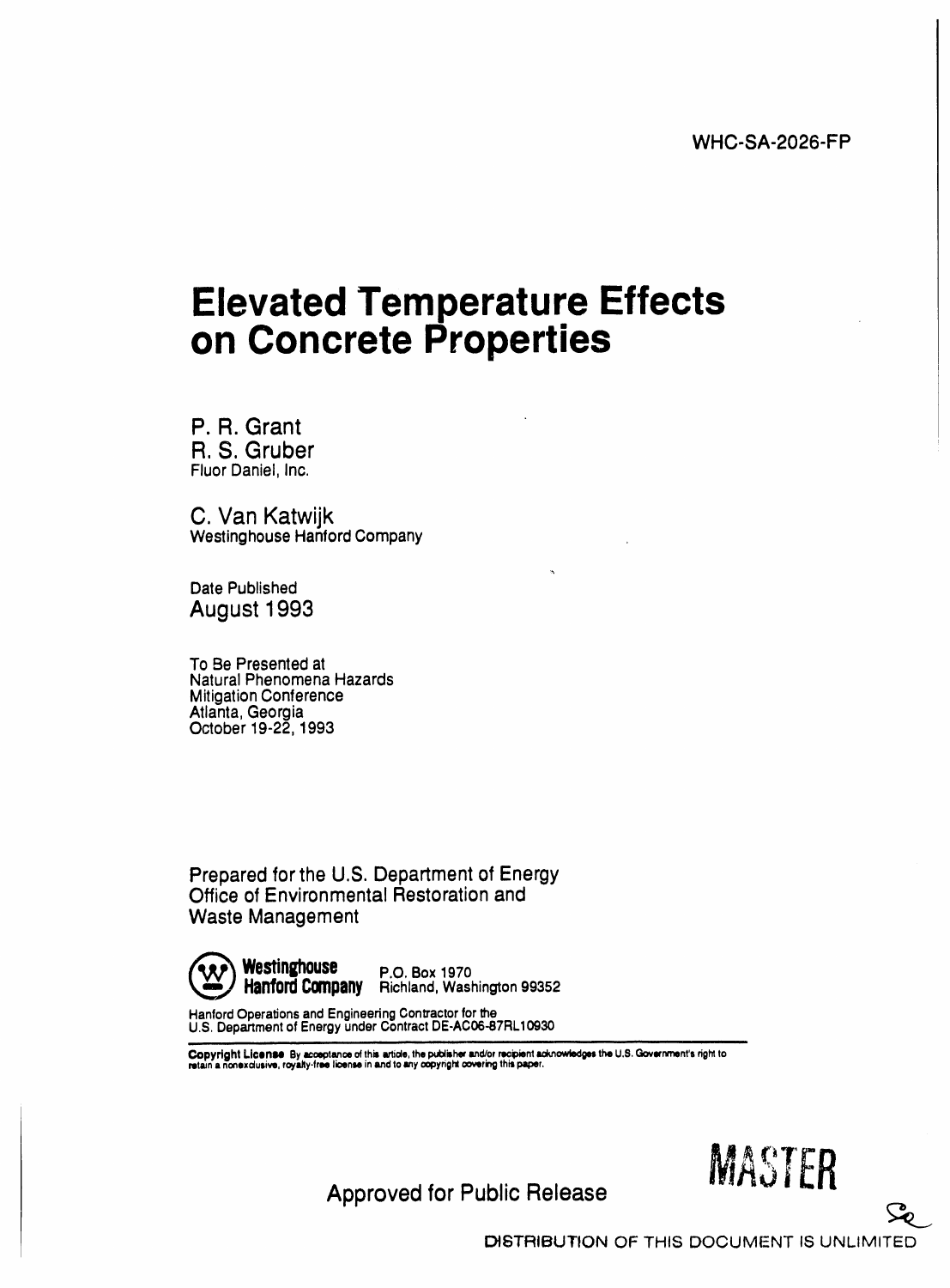WHC-SA-2026-FP

# Elevated Temperature Effects on Concrete Properties

P. R. Grant
R. S. Gruber
Fluor Daniel, Inc.

C. Van Katwijk
Westinghouse Hanford Company

Date Published
August 1993

To Be Presented at
Natural Phenomena Hazards
Mitigation Conference
Atlanta, Georgia
October 19-22, 1993

Prepared for the U.S. Department of Energy
Office of Environmental Restoration and
Waste Management

**Westinghouse Hanford Company** P.O. Box 1970 Richland, Washington 99352

Hanford Operations and Engineering Contractor for the
U.S. Department of Energy under Contract DE-AC06-87RL10930

**Copyright License** By acceptance of this article, the publisher and/or recipient acknowledges the U.S. Government's right to retain a nonexclusive, royalty-free license in and to any copyright covering this paper.

Approved for Public Release

MASTER

DISTRIBUTION OF THIS DOCUMENT IS UNLIMITED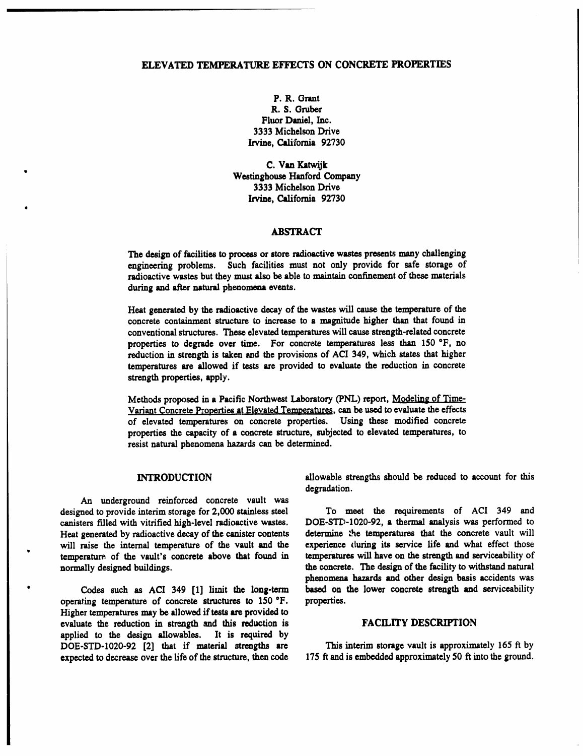# ELEVATED TEMPERATURE EFFECTS ON CONCRETE PROPERTIES

P. R. Grant
R. S. Gruber
Fluor Daniel, Inc.
3333 Michelson Drive
Irvine, California 92730

C. Van Katwijk
Westinghouse Hanford Company
3333 Michelson Drive
Irvine, California 92730

## ABSTRACT

The design of facilities to process or store radioactive wastes presents many challenging engineering problems. Such facilities must not only provide for safe storage of radioactive wastes but they must also be able to maintain confinement of these materials during and after natural phenomena events.

Heat generated by the radioactive decay of the wastes will cause the temperature of the concrete containment structure to increase to a magnitude higher than that found in conventional structures. These elevated temperatures will cause strength-related concrete properties to degrade over time. For concrete temperatures less than 150 °F, no reduction in strength is taken and the provisions of ACI 349, which states that higher temperatures are allowed if tests are provided to evaluate the reduction in concrete strength properties, apply.

Methods proposed in a Pacific Northwest Laboratory (PNL) report, Modeling of Time-Variant Concrete Properties at Elevated Temperatures, can be used to evaluate the effects of elevated temperatures on concrete properties. Using these modified concrete properties the capacity of a concrete structure, subjected to elevated temperatures, to resist natural phenomena hazards can be determined.

## INTRODUCTION

An underground reinforced concrete vault was designed to provide interim storage for 2,000 stainless steel canisters filled with vitrified high-level radioactive wastes. Heat generated by radioactive decay of the canister contents will raise the internal temperature of the vault and the temperature of the vault's concrete above that found in normally designed buildings.

Codes such as ACI 349 [1] limit the long-term operating temperature of concrete structures to 150 °F. Higher temperatures may be allowed if tests are provided to evaluate the reduction in strength and this reduction is applied to the design allowables. It is required by DOE-STD-1020-92 [2] that if material strengths are expected to decrease over the life of the structure, then code allowable strengths should be reduced to account for this degradation.

To meet the requirements of ACI 349 and DOE-STD-1020-92, a thermal analysis was performed to determine the temperatures that the concrete vault will experience during its service life and what effect those temperatures will have on the strength and serviceability of the concrete. The design of the facility to withstand natural phenomena hazards and other design basis accidents was based on the lower concrete strength and serviceability properties.

## FACILITY DESCRIPTION

This interim storage vault is approximately 165 ft by 175 ft and is embedded approximately 50 ft into the ground.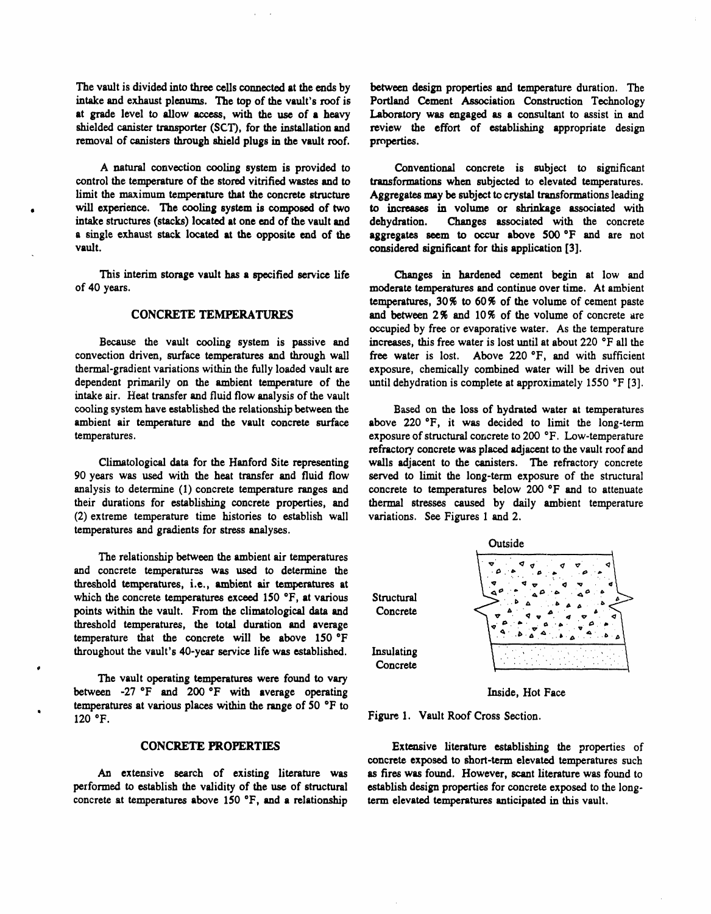The vault is divided into three cells connected at the ends by intake and exhaust plenums. The top of the vault's roof is at grade level to allow access, with the use of a heavy shielded canister transporter (SCT), for the installation and removal of canisters through shield plugs in the vault roof.

A natural convection cooling system is provided to control the temperature of the stored vitrified wastes and to limit the maximum temperature that the concrete structure will experience. The cooling system is composed of two intake structures (stacks) located at one end of the vault and a single exhaust stack located at the opposite end of the vault.

This interim storage vault has a specified service life of 40 years.

## CONCRETE TEMPERATURES

Because the vault cooling system is passive and convection driven, surface temperatures and through wall thermal-gradient variations within the fully loaded vault are dependent primarily on the ambient temperature of the intake air. Heat transfer and fluid flow analysis of the vault cooling system have established the relationship between the ambient air temperature and the vault concrete surface temperatures.

Climatological data for the Hanford Site representing 90 years was used with the heat transfer and fluid flow analysis to determine (1) concrete temperature ranges and their durations for establishing concrete properties, and (2) extreme temperature time histories to establish wall temperatures and gradients for stress analyses.

The relationship between the ambient air temperatures and concrete temperatures was used to determine the threshold temperatures, i.e., ambient air temperatures at which the concrete temperatures exceed 150 °F, at various points within the vault. From the climatological data and threshold temperatures, the total duration and average temperature that the concrete will be above 150 °F throughout the vault's 40-year service life was established.

The vault operating temperatures were found to vary between -27 °F and 200 °F with average operating temperatures at various places within the range of 50 °F to 120 °F.

## CONCRETE PROPERTIES

An extensive search of existing literature was performed to establish the validity of the use of structural concrete at temperatures above 150 °F, and a relationship between design properties and temperature duration. The Portland Cement Association Construction Technology Laboratory was engaged as a consultant to assist in and review the effort of establishing appropriate design properties.

Conventional concrete is subject to significant transformations when subjected to elevated temperatures. Aggregates may be subject to crystal transformations leading to increases in volume or shrinkage associated with dehydration. Changes associated with the concrete aggregates seem to occur above 500 °F and are not considered significant for this application [3].

Changes in hardened cement begin at low and moderate temperatures and continue over time. At ambient temperatures, 30% to 60% of the volume of cement paste and between 2% and 10% of the volume of concrete are occupied by free or evaporative water. As the temperature increases, this free water is lost until at about 220 °F all the free water is lost. Above 220 °F, and with sufficient exposure, chemically combined water will be driven out until dehydration is complete at approximately 1550 °F [3].

Based on the loss of hydrated water at temperatures above 220 °F, it was decided to limit the long-term exposure of structural concrete to 200 °F. Low-temperature refractory concrete was placed adjacent to the vault roof and walls adjacent to the canisters. The refractory concrete served to limit the long-term exposure of the structural concrete to temperatures below 200 °F and to attenuate thermal stresses caused by daily ambient temperature variations. See Figures 1 and 2.

Outside

Structural Concrete

Insulating Concrete

Inside, Hot Face

Figure 1. Vault Roof Cross Section.

Extensive literature establishing the properties of concrete exposed to short-term elevated temperatures such as fires was found. However, scant literature was found to establish design properties for concrete exposed to the long-term elevated temperatures anticipated in this vault.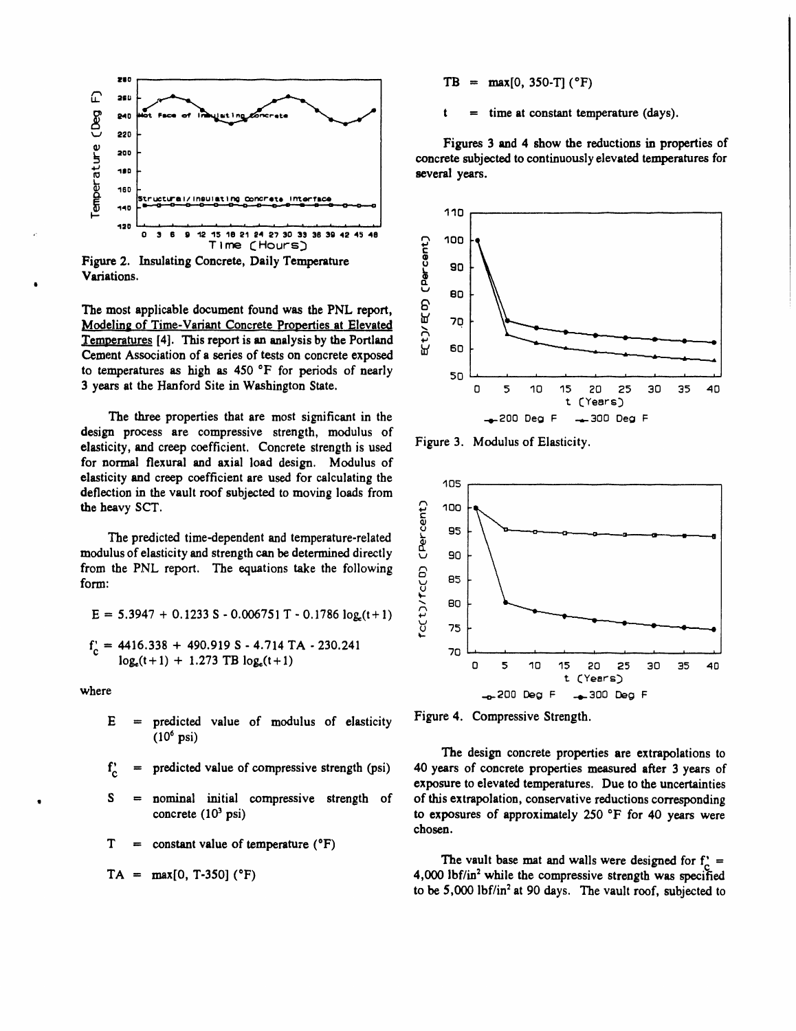Figure 2. Insulating Concrete, Daily Temperature Variations.

The most applicable document found was the PNL report, Modeling of Time-Variant Concrete Properties at Elevated Temperatures [4]. This report is an analysis by the Portland Cement Association of a series of tests on concrete exposed to temperatures as high as 450 °F for periods of nearly 3 years at the Hanford Site in Washington State.

The three properties that are most significant in the design process are compressive strength, modulus of elasticity, and creep coefficient. Concrete strength is used for normal flexural and axial load design. Modulus of elasticity and creep coefficient are used for calculating the deflection in the vault roof subjected to moving loads from the heavy SCT.

The predicted time-dependent and temperature-related modulus of elasticity and strength can be determined directly from the PNL report. The equations take the following form:

$$E = 5.3947 + 0.1233\,S - 0.006751\,T - 0.1786\,\log_e(t+1)$$

$$f'_c = 4416.338 + 490.919\,S - 4.714\,TA - 230.241\,\log_e(t+1) + 1.273\,TB\,\log_e(t+1)$$

where

- $E$ = predicted value of modulus of elasticity ($10^6$ psi)
- $f'_c$ = predicted value of compressive strength (psi)
- $S$ = nominal initial compressive strength of concrete ($10^3$ psi)
- $T$ = constant value of temperature (°F)
- $TA$ = max[0, T-350] (°F)
- $TB$ = max[0, 350-T] (°F)
- $t$ = time at constant temperature (days).

Figures 3 and 4 show the reductions in properties of concrete subjected to continuously elevated temperatures for several years.

Figure 3. Modulus of Elasticity.

Figure 4. Compressive Strength.

The design concrete properties are extrapolations to 40 years of concrete properties measured after 3 years of exposure to elevated temperatures. Due to the uncertainties of this extrapolation, conservative reductions corresponding to exposures of approximately 250 °F for 40 years were chosen.

The vault base mat and walls were designed for $f'_c$ = 4,000 lbf/in² while the compressive strength was specified to be 5,000 lbf/in² at 90 days. The vault roof, subjected to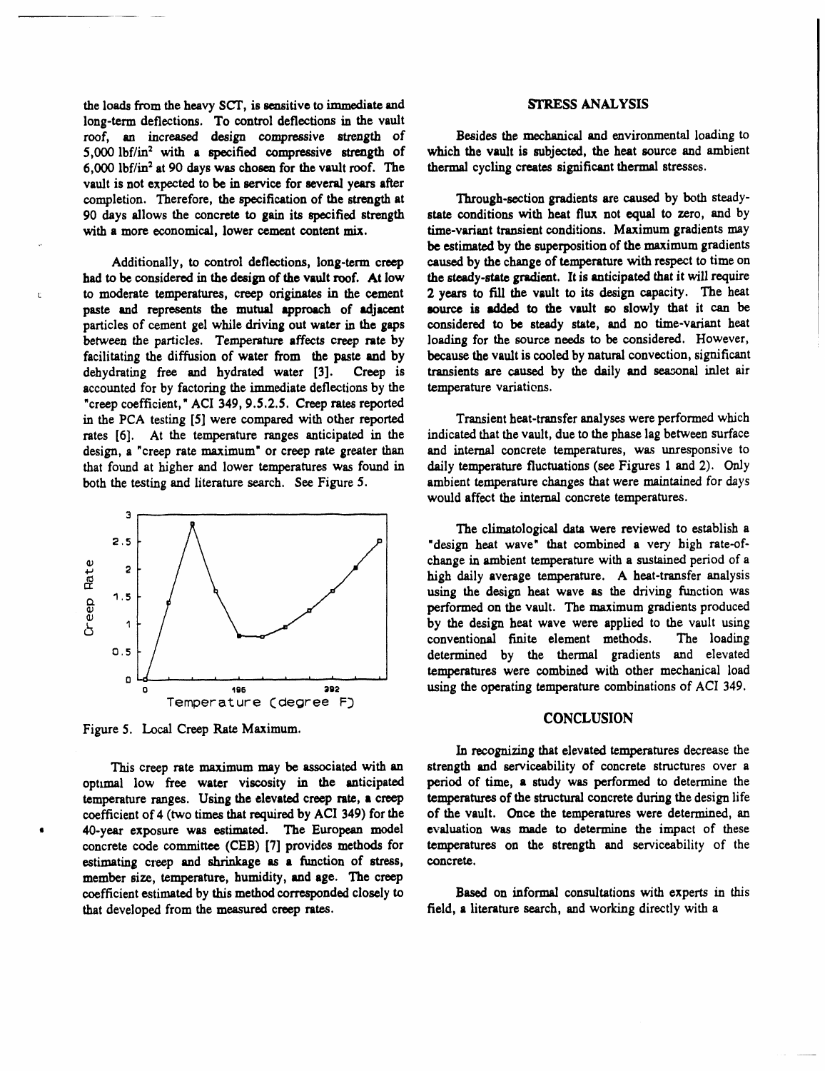the loads from the heavy SCT, is sensitive to immediate and long-term deflections. To control deflections in the vault roof, an increased design compressive strength of 5,000 lbf/in$^2$ with a specified compressive strength of 6,000 lbf/in$^2$ at 90 days was chosen for the vault roof. The vault is not expected to be in service for several years after completion. Therefore, the specification of the strength at 90 days allows the concrete to gain its specified strength with a more economical, lower cement content mix.

Additionally, to control deflections, long-term creep had to be considered in the design of the vault roof. At low to moderate temperatures, creep originates in the cement paste and represents the mutual approach of adjacent particles of cement gel while driving out water in the gaps between the particles. Temperature affects creep rate by facilitating the diffusion of water from the paste and by dehydrating free and hydrated water [3]. Creep is accounted for by factoring the immediate deflections by the "creep coefficient," ACI 349, 9.5.2.5. Creep rates reported in the PCA testing [5] were compared with other reported rates [6]. At the temperature ranges anticipated in the design, a "creep rate maximum" or creep rate greater than that found at higher and lower temperatures was found in both the testing and literature search. See Figure 5.

Figure 5. Local Creep Rate Maximum.

This creep rate maximum may be associated with an optimal low free water viscosity in the anticipated temperature ranges. Using the elevated creep rate, a creep coefficient of 4 (two times that required by ACI 349) for the 40-year exposure was estimated. The European model concrete code committee (CEB) [7] provides methods for estimating creep and shrinkage as a function of stress, member size, temperature, humidity, and age. The creep coefficient estimated by this method corresponded closely to that developed from the measured creep rates.

## STRESS ANALYSIS

Besides the mechanical and environmental loading to which the vault is subjected, the heat source and ambient thermal cycling creates significant thermal stresses.

Through-section gradients are caused by both steady-state conditions with heat flux not equal to zero, and by time-variant transient conditions. Maximum gradients may be estimated by the superposition of the maximum gradients caused by the change of temperature with respect to time on the steady-state gradient. It is anticipated that it will require 2 years to fill the vault to its design capacity. The heat source is added to the vault so slowly that it can be considered to be steady state, and no time-variant heat loading for the source needs to be considered. However, because the vault is cooled by natural convection, significant transients are caused by the daily and seasonal inlet air temperature variations.

Transient heat-transfer analyses were performed which indicated that the vault, due to the phase lag between surface and internal concrete temperatures, was unresponsive to daily temperature fluctuations (see Figures 1 and 2). Only ambient temperature changes that were maintained for days would affect the internal concrete temperatures.

The climatological data were reviewed to establish a "design heat wave" that combined a very high rate-of-change in ambient temperature with a sustained period of a high daily average temperature. A heat-transfer analysis using the design heat wave as the driving function was performed on the vault. The maximum gradients produced by the design heat wave were applied to the vault using conventional finite element methods. The loading determined by the thermal gradients and elevated temperatures were combined with other mechanical load using the operating temperature combinations of ACI 349.

## CONCLUSION

In recognizing that elevated temperatures decrease the strength and serviceability of concrete structures over a period of time, a study was performed to determine the temperatures of the structural concrete during the design life of the vault. Once the temperatures were determined, an evaluation was made to determine the impact of these temperatures on the strength and serviceability of the concrete.

Based on informal consultations with experts in this field, a literature search, and working directly with a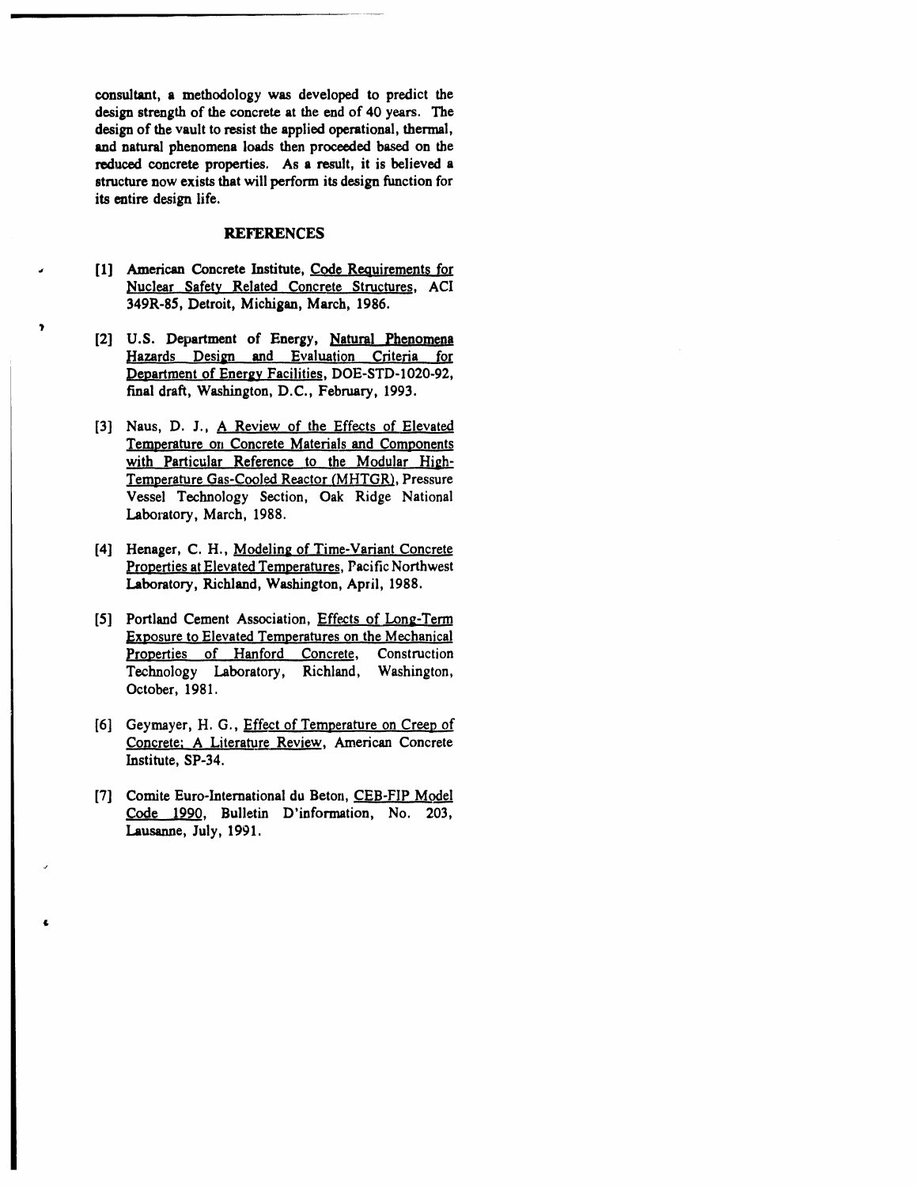consultant, a methodology was developed to predict the design strength of the concrete at the end of 40 years. The design of the vault to resist the applied operational, thermal, and natural phenomena loads then proceeded based on the reduced concrete properties. As a result, it is believed a structure now exists that will perform its design function for its entire design life.

## REFERENCES

[1] American Concrete Institute, Code Requirements for Nuclear Safety Related Concrete Structures, ACI 349R-85, Detroit, Michigan, March, 1986.

[2] U.S. Department of Energy, Natural Phenomena Hazards Design and Evaluation Criteria for Department of Energy Facilities, DOE-STD-1020-92, final draft, Washington, D.C., February, 1993.

[3] Naus, D. J., A Review of the Effects of Elevated Temperature on Concrete Materials and Components with Particular Reference to the Modular High-Temperature Gas-Cooled Reactor (MHTGR), Pressure Vessel Technology Section, Oak Ridge National Laboratory, March, 1988.

[4] Henager, C. H., Modeling of Time-Variant Concrete Properties at Elevated Temperatures, Pacific Northwest Laboratory, Richland, Washington, April, 1988.

[5] Portland Cement Association, Effects of Long-Term Exposure to Elevated Temperatures on the Mechanical Properties of Hanford Concrete, Construction Technology Laboratory, Richland, Washington, October, 1981.

[6] Geymayer, H. G., Effect of Temperature on Creep of Concrete; A Literature Review, American Concrete Institute, SP-34.

[7] Comite Euro-International du Beton, CEB-FIP Model Code 1990, Bulletin D'information, No. 203, Lausanne, July, 1991.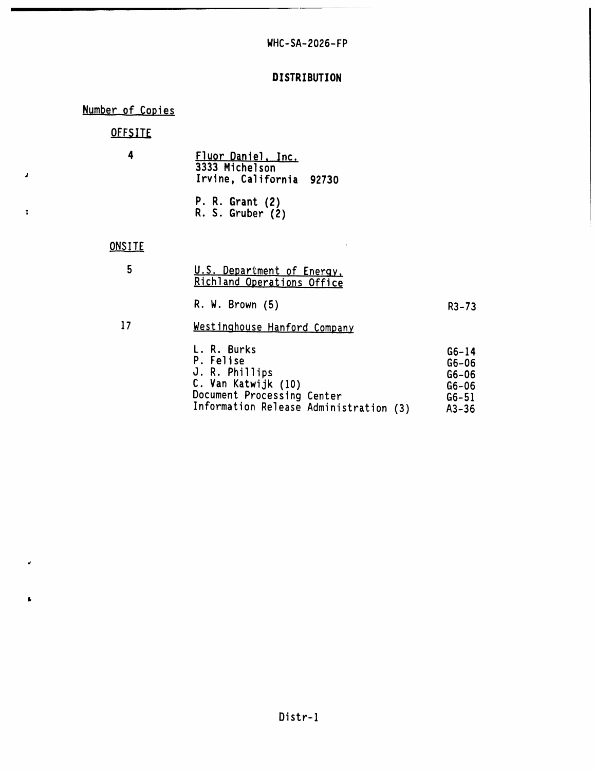WHC-SA-2026-FP

## DISTRIBUTION

Number of Copies

OFFSITE

| Number of Copies | Recipient | Mail Stop |
|---|---|---|
| 4 | Fluor Daniel, Inc.<br>3333 Michelson<br>Irvine, California 92730 | |
| | P. R. Grant (2)<br>R. S. Gruber (2) | |

ONSITE

| Number of Copies | Recipient | Mail Stop |
|---|---|---|
| 5 | U.S. Department of Energy,<br>Richland Operations Office | |
| | R. W. Brown (5) | R3-73 |
| 17 | Westinghouse Hanford Company | |
| | L. R. Burks | G6-14 |
| | P. Felise | G6-06 |
| | J. R. Phillips | G6-06 |
| | C. Van Katwijk (10) | G6-06 |
| | Document Processing Center | G6-51 |
| | Information Release Administration (3) | A3-36 |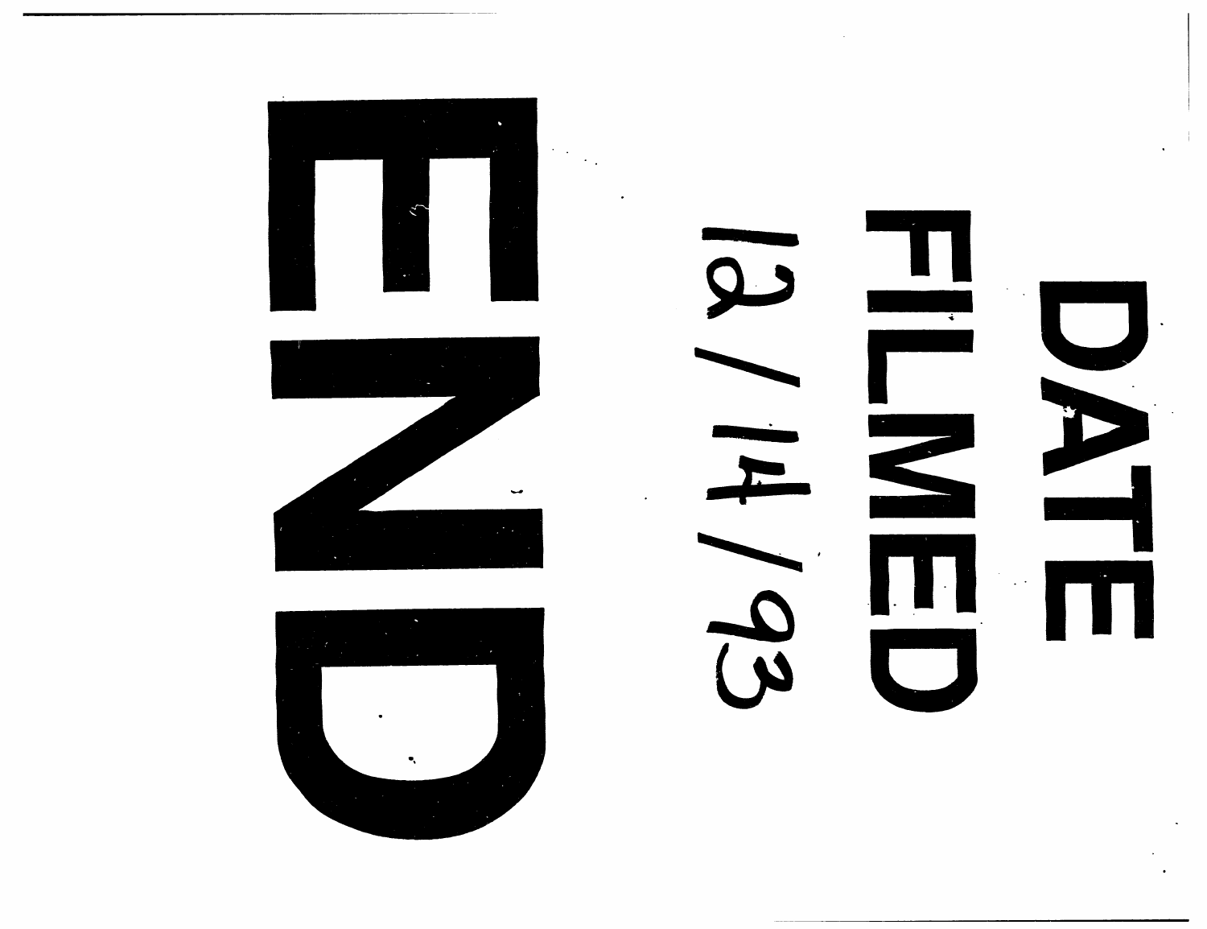END

DATE FILMED

12 / 14 / 93